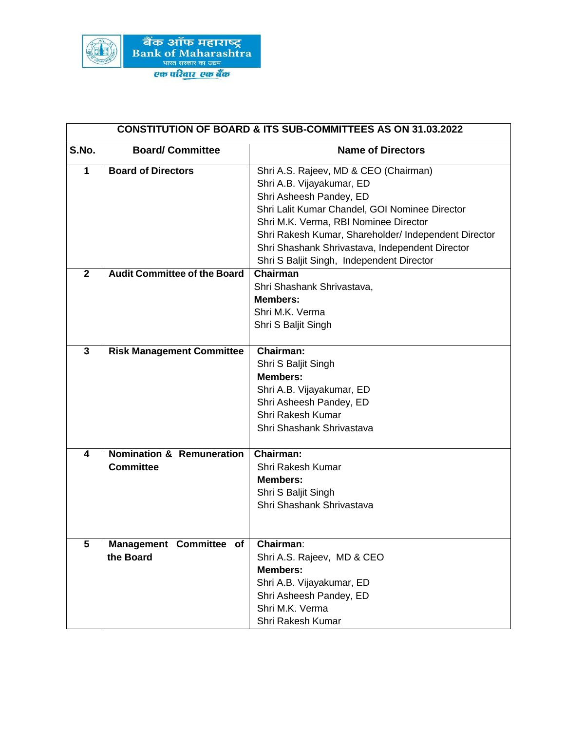बैंक ऑफ महाराष्ट्र
Bank of Maharashtra
भारत सरकार का उद्यम
एक परिवार एक बैंक

| CONSTITUTION OF BOARD & ITS SUB-COMMITTEES AS ON 31.03.2022 | | |
|---|---|---|
| **S.No.** | **Board/ Committee** | **Name of Directors** |
| **1** | **Board of Directors** | Shri A.S. Rajeev, MD & CEO (Chairman)<br>Shri A.B. Vijayakumar, ED<br>Shri Asheesh Pandey, ED<br>Shri Lalit Kumar Chandel, GOI Nominee Director<br>Shri M.K. Verma, RBI Nominee Director<br>Shri Rakesh Kumar, Shareholder/ Independent Director<br>Shri Shashank Shrivastava, Independent Director<br>Shri S Baljit Singh, Independent Director |
| **2** | **Audit Committee of the Board** | **Chairman**<br>Shri Shashank Shrivastava,<br>**Members:**<br>Shri M.K. Verma<br>Shri S Baljit Singh |
| **3** | **Risk Management Committee** | **Chairman:**<br>Shri S Baljit Singh<br>**Members:**<br>Shri A.B. Vijayakumar, ED<br>Shri Asheesh Pandey, ED<br>Shri Rakesh Kumar<br>Shri Shashank Shrivastava |
| **4** | **Nomination & Remuneration Committee** | **Chairman:**<br>Shri Rakesh Kumar<br>**Members:**<br>Shri S Baljit Singh<br>Shri Shashank Shrivastava |
| **5** | **Management Committee of the Board** | **Chairman**:<br>Shri A.S. Rajeev, MD & CEO<br>**Members:**<br>Shri A.B. Vijayakumar, ED<br>Shri Asheesh Pandey, ED<br>Shri M.K. Verma<br>Shri Rakesh Kumar |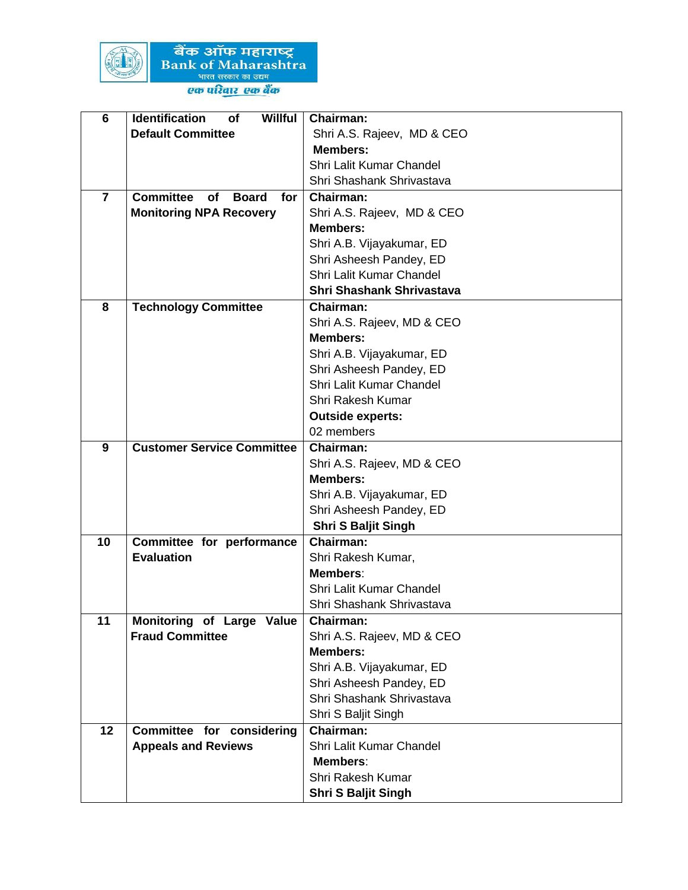| 6 | **Identification of Willful Default Committee** | **Chairman:**<br>Shri A.S. Rajeev, MD & CEO<br>**Members:**<br>Shri Lalit Kumar Chandel<br>Shri Shashank Shrivastava |
|---|---|---|
| 7 | **Committee of Board for Monitoring NPA Recovery** | **Chairman:**<br>Shri A.S. Rajeev, MD & CEO<br>**Members:**<br>Shri A.B. Vijayakumar, ED<br>Shri Asheesh Pandey, ED<br>Shri Lalit Kumar Chandel<br>**Shri Shashank Shrivastava** |
| 8 | **Technology Committee** | **Chairman:**<br>Shri A.S. Rajeev, MD & CEO<br>**Members:**<br>Shri A.B. Vijayakumar, ED<br>Shri Asheesh Pandey, ED<br>Shri Lalit Kumar Chandel<br>Shri Rakesh Kumar<br>**Outside experts:**<br>02 members |
| 9 | **Customer Service Committee** | **Chairman:**<br>Shri A.S. Rajeev, MD & CEO<br>**Members:**<br>Shri A.B. Vijayakumar, ED<br>Shri Asheesh Pandey, ED<br>**Shri S Baljit Singh** |
| 10 | **Committee for performance Evaluation** | **Chairman:**<br>Shri Rakesh Kumar,<br>**Members**:<br>Shri Lalit Kumar Chandel<br>Shri Shashank Shrivastava |
| 11 | **Monitoring of Large Value Fraud Committee** | **Chairman:**<br>Shri A.S. Rajeev, MD & CEO<br>**Members:**<br>Shri A.B. Vijayakumar, ED<br>Shri Asheesh Pandey, ED<br>Shri Shashank Shrivastava<br>Shri S Baljit Singh |
| 12 | **Committee for considering Appeals and Reviews** | **Chairman:**<br>Shri Lalit Kumar Chandel<br>**Members**:<br>Shri Rakesh Kumar<br>**Shri S Baljit Singh** |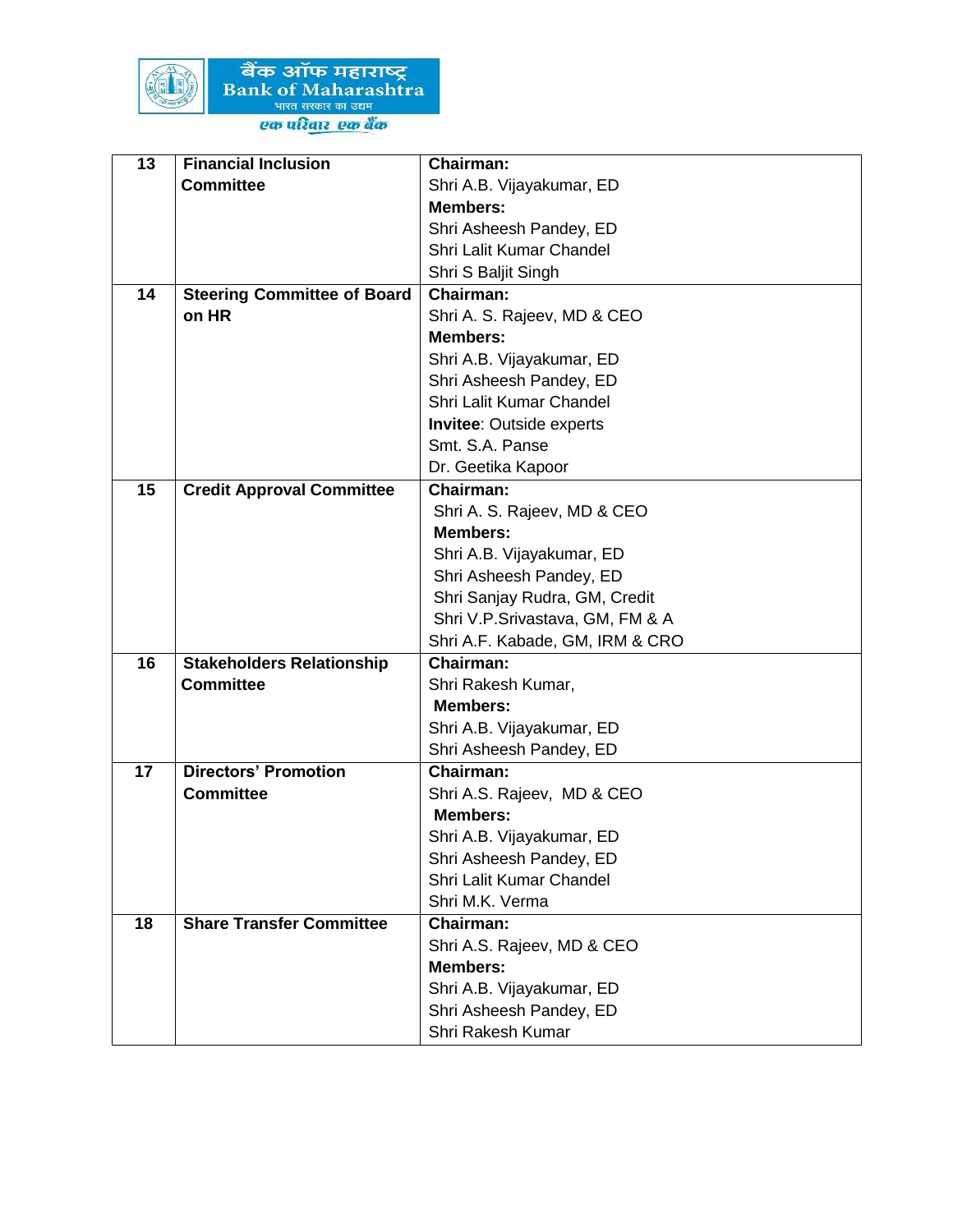| | | |
|---|---|---|
| 13 | **Financial Inclusion Committee** | **Chairman:**<br>Shri A.B. Vijayakumar, ED<br>**Members:**<br>Shri Asheesh Pandey, ED<br>Shri Lalit Kumar Chandel<br>Shri S Baljit Singh |
| 14 | **Steering Committee of Board on HR** | **Chairman:**<br>Shri A. S. Rajeev, MD & CEO<br>**Members:**<br>Shri A.B. Vijayakumar, ED<br>Shri Asheesh Pandey, ED<br>Shri Lalit Kumar Chandel<br>**Invitee**: Outside experts<br>Smt. S.A. Panse<br>Dr. Geetika Kapoor |
| 15 | **Credit Approval Committee** | **Chairman:**<br>Shri A. S. Rajeev, MD & CEO<br>**Members:**<br>Shri A.B. Vijayakumar, ED<br>Shri Asheesh Pandey, ED<br>Shri Sanjay Rudra, GM, Credit<br>Shri V.P.Srivastava, GM, FM & A<br>Shri A.F. Kabade, GM, IRM & CRO |
| 16 | **Stakeholders Relationship Committee** | **Chairman:**<br>Shri Rakesh Kumar,<br>**Members:**<br>Shri A.B. Vijayakumar, ED<br>Shri Asheesh Pandey, ED |
| 17 | **Directors' Promotion Committee** | **Chairman:**<br>Shri A.S. Rajeev, MD & CEO<br>**Members:**<br>Shri A.B. Vijayakumar, ED<br>Shri Asheesh Pandey, ED<br>Shri Lalit Kumar Chandel<br>Shri M.K. Verma |
| 18 | **Share Transfer Committee** | **Chairman:**<br>Shri A.S. Rajeev, MD & CEO<br>**Members:**<br>Shri A.B. Vijayakumar, ED<br>Shri Asheesh Pandey, ED<br>Shri Rakesh Kumar |